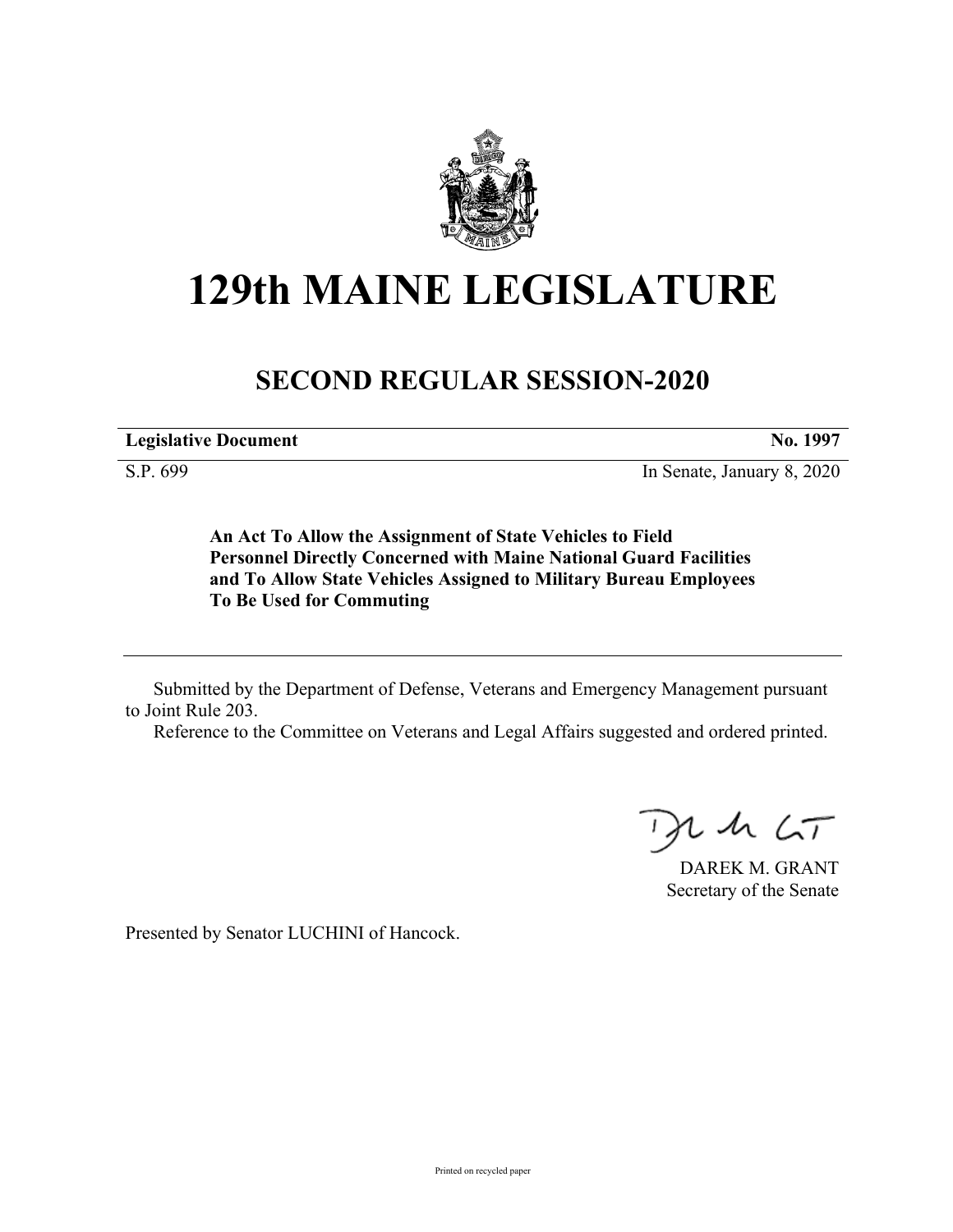# 129th MAINE LEGISLATURE

## SECOND REGULAR SESSION-2020

**Legislative Document** **No. 1997**

S.P. 699 In Senate, January 8, 2020

**An Act To Allow the Assignment of State Vehicles to Field Personnel Directly Concerned with Maine National Guard Facilities and To Allow State Vehicles Assigned to Military Bureau Employees To Be Used for Commuting**

Submitted by the Department of Defense, Veterans and Emergency Management pursuant to Joint Rule 203.

Reference to the Committee on Veterans and Legal Affairs suggested and ordered printed.

DAREK M. GRANT
Secretary of the Senate

Presented by Senator LUCHINI of Hancock.

Printed on recycled paper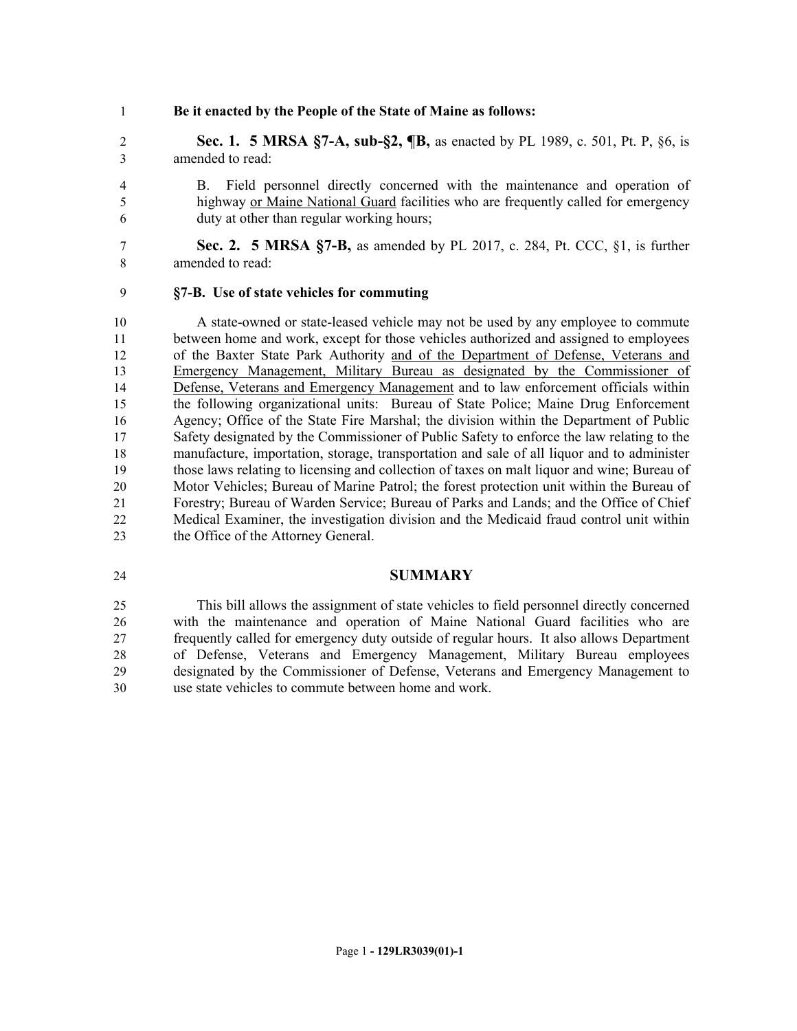**Be it enacted by the People of the State of Maine as follows:**

**Sec. 1. 5 MRSA §7-A, sub-§2, ¶B,** as enacted by PL 1989, c. 501, Pt. P, §6, is amended to read:

B. Field personnel directly concerned with the maintenance and operation of highway <u>or Maine National Guard</u> facilities who are frequently called for emergency duty at other than regular working hours;

**Sec. 2. 5 MRSA §7-B,** as amended by PL 2017, c. 284, Pt. CCC, §1, is further amended to read:

**§7-B. Use of state vehicles for commuting**

A state-owned or state-leased vehicle may not be used by any employee to commute between home and work, except for those vehicles authorized and assigned to employees of the Baxter State Park Authority <u>and of the Department of Defense, Veterans and Emergency Management, Military Bureau as designated by the Commissioner of Defense, Veterans and Emergency Management</u> and to law enforcement officials within the following organizational units: Bureau of State Police; Maine Drug Enforcement Agency; Office of the State Fire Marshal; the division within the Department of Public Safety designated by the Commissioner of Public Safety to enforce the law relating to the manufacture, importation, storage, transportation and sale of all liquor and to administer those laws relating to licensing and collection of taxes on malt liquor and wine; Bureau of Motor Vehicles; Bureau of Marine Patrol; the forest protection unit within the Bureau of Forestry; Bureau of Warden Service; Bureau of Parks and Lands; and the Office of Chief Medical Examiner, the investigation division and the Medicaid fraud control unit within the Office of the Attorney General.

## SUMMARY

This bill allows the assignment of state vehicles to field personnel directly concerned with the maintenance and operation of Maine National Guard facilities who are frequently called for emergency duty outside of regular hours. It also allows Department of Defense, Veterans and Emergency Management, Military Bureau employees designated by the Commissioner of Defense, Veterans and Emergency Management to use state vehicles to commute between home and work.